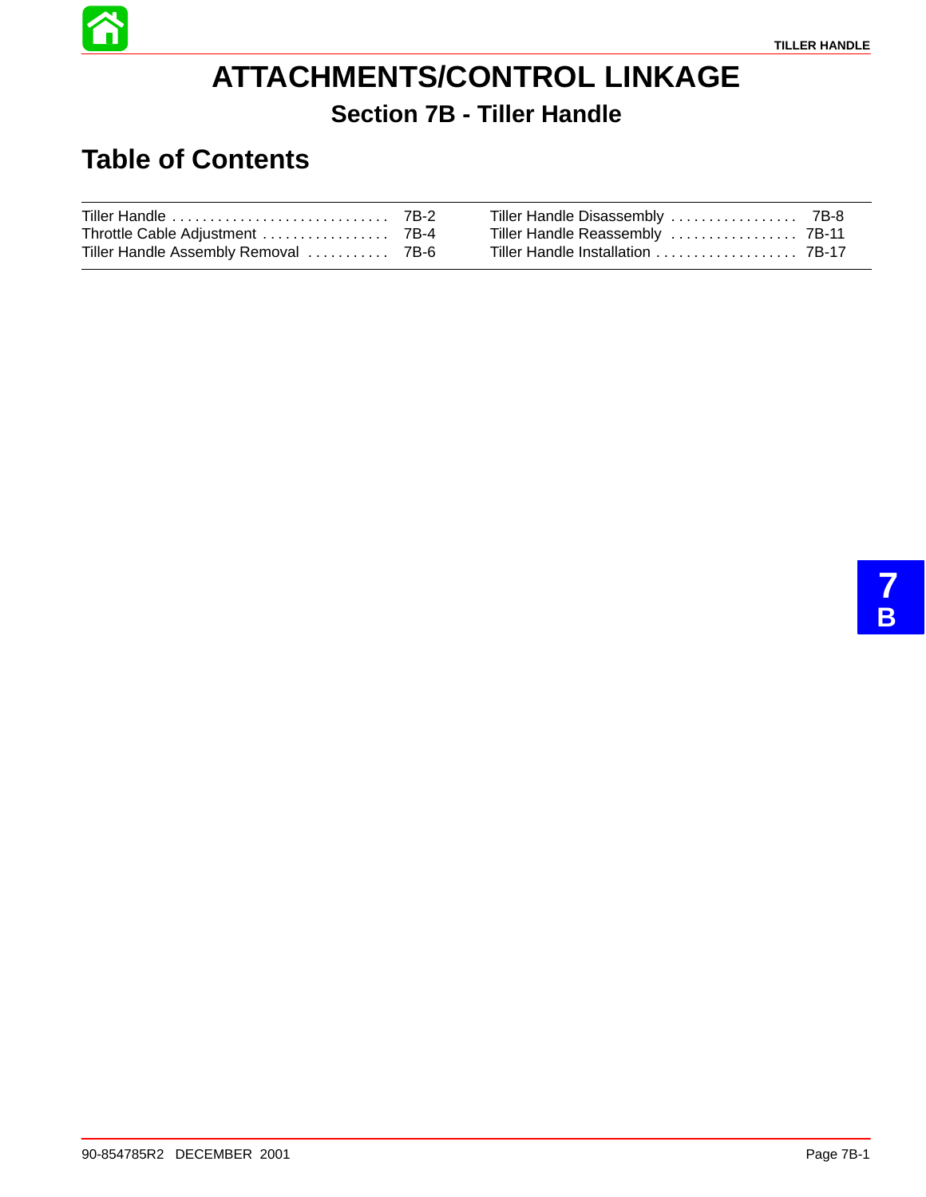# ATTACHMENTS/CONTROL LINKAGE

## Section 7B - Tiller Handle

## Table of Contents

| | | | |
|---|---|---|---|
| Tiller Handle | 7B-2 | Tiller Handle Disassembly | 7B-8 |
| Throttle Cable Adjustment | 7B-4 | Tiller Handle Reassembly | 7B-11 |
| Tiller Handle Assembly Removal | 7B-6 | Tiller Handle Installation | 7B-17 |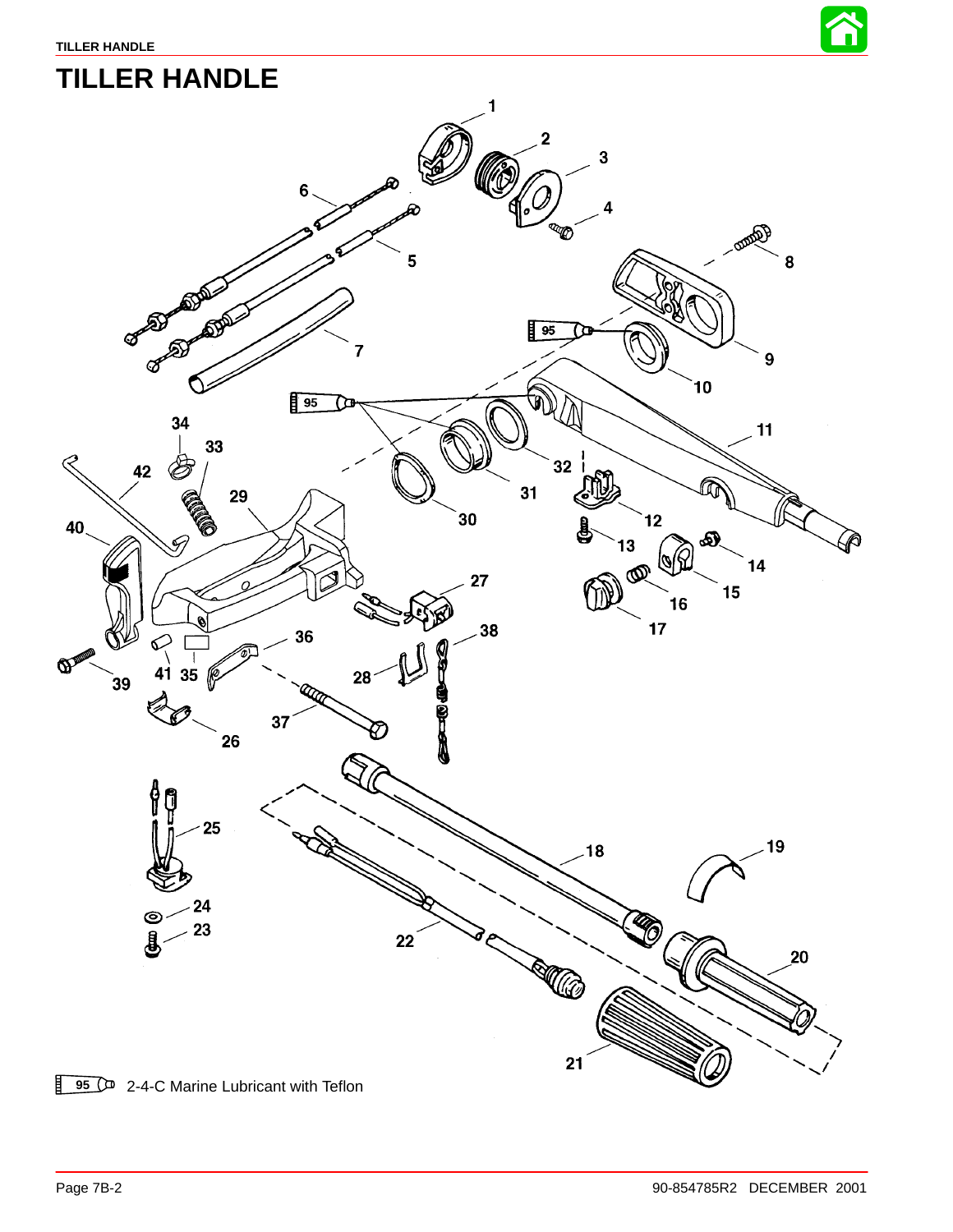# TILLER HANDLE

95 2-4-C Marine Lubricant with Teflon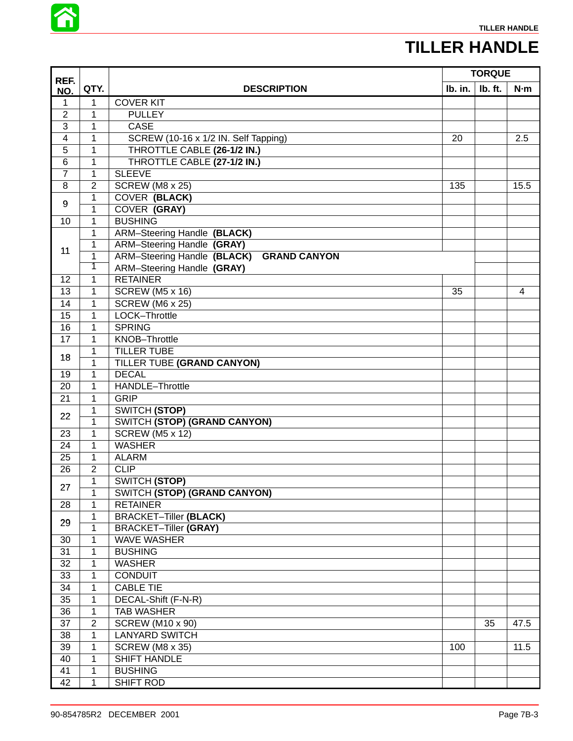# TILLER HANDLE

| REF. NO. | QTY. | DESCRIPTION | TORQUE | | |
|---|---|---|---|---|---|
| | | | lb. in. | lb. ft. | N·m |
| 1 | 1 | COVER KIT | | | |
| 2 | 1 | PULLEY | | | |
| 3 | 1 | CASE | | | |
| 4 | 1 | SCREW (10-16 x 1/2 IN. Self Tapping) | 20 | | 2.5 |
| 5 | 1 | THROTTLE CABLE **(26-1/2 IN.)** | | | |
| 6 | 1 | THROTTLE CABLE **(27-1/2 IN.)** | | | |
| 7 | 1 | SLEEVE | | | |
| 8 | 2 | SCREW (M8 x 25) | 135 | | 15.5 |
| 9 | 1 | COVER **(BLACK)** | | | |
| | 1 | COVER **(GRAY)** | | | |
| 10 | 1 | BUSHING | | | |
| 11 | 1 | ARM–Steering Handle **(BLACK)** | | | |
| | 1 | ARM–Steering Handle **(GRAY)** | | | |
| | 1 | ARM–Steering Handle **(BLACK) GRAND CANYON** | | | |
| | 1 | ARM–Steering Handle **(GRAY)** | | | |
| 12 | 1 | RETAINER | | | |
| 13 | 1 | SCREW (M5 x 16) | 35 | | 4 |
| 14 | 1 | SCREW (M6 x 25) | | | |
| 15 | 1 | LOCK–Throttle | | | |
| 16 | 1 | SPRING | | | |
| 17 | 1 | KNOB–Throttle | | | |
| 18 | 1 | TILLER TUBE | | | |
| | 1 | TILLER TUBE **(GRAND CANYON)** | | | |
| 19 | 1 | DECAL | | | |
| 20 | 1 | HANDLE–Throttle | | | |
| 21 | 1 | GRIP | | | |
| 22 | 1 | SWITCH **(STOP)** | | | |
| | 1 | SWITCH **(STOP) (GRAND CANYON)** | | | |
| 23 | 1 | SCREW (M5 x 12) | | | |
| 24 | 1 | WASHER | | | |
| 25 | 1 | ALARM | | | |
| 26 | 2 | CLIP | | | |
| 27 | 1 | SWITCH **(STOP)** | | | |
| | 1 | SWITCH **(STOP) (GRAND CANYON)** | | | |
| 28 | 1 | RETAINER | | | |
| 29 | 1 | BRACKET–Tiller **(BLACK)** | | | |
| | 1 | BRACKET–Tiller **(GRAY)** | | | |
| 30 | 1 | WAVE WASHER | | | |
| 31 | 1 | BUSHING | | | |
| 32 | 1 | WASHER | | | |
| 33 | 1 | CONDUIT | | | |
| 34 | 1 | CABLE TIE | | | |
| 35 | 1 | DECAL-Shift (F-N-R) | | | |
| 36 | 1 | TAB WASHER | | | |
| 37 | 2 | SCREW (M10 x 90) | | 35 | 47.5 |
| 38 | 1 | LANYARD SWITCH | | | |
| 39 | 1 | SCREW (M8 x 35) | 100 | | 11.5 |
| 40 | 1 | SHIFT HANDLE | | | |
| 41 | 1 | BUSHING | | | |
| 42 | 1 | SHIFT ROD | | | |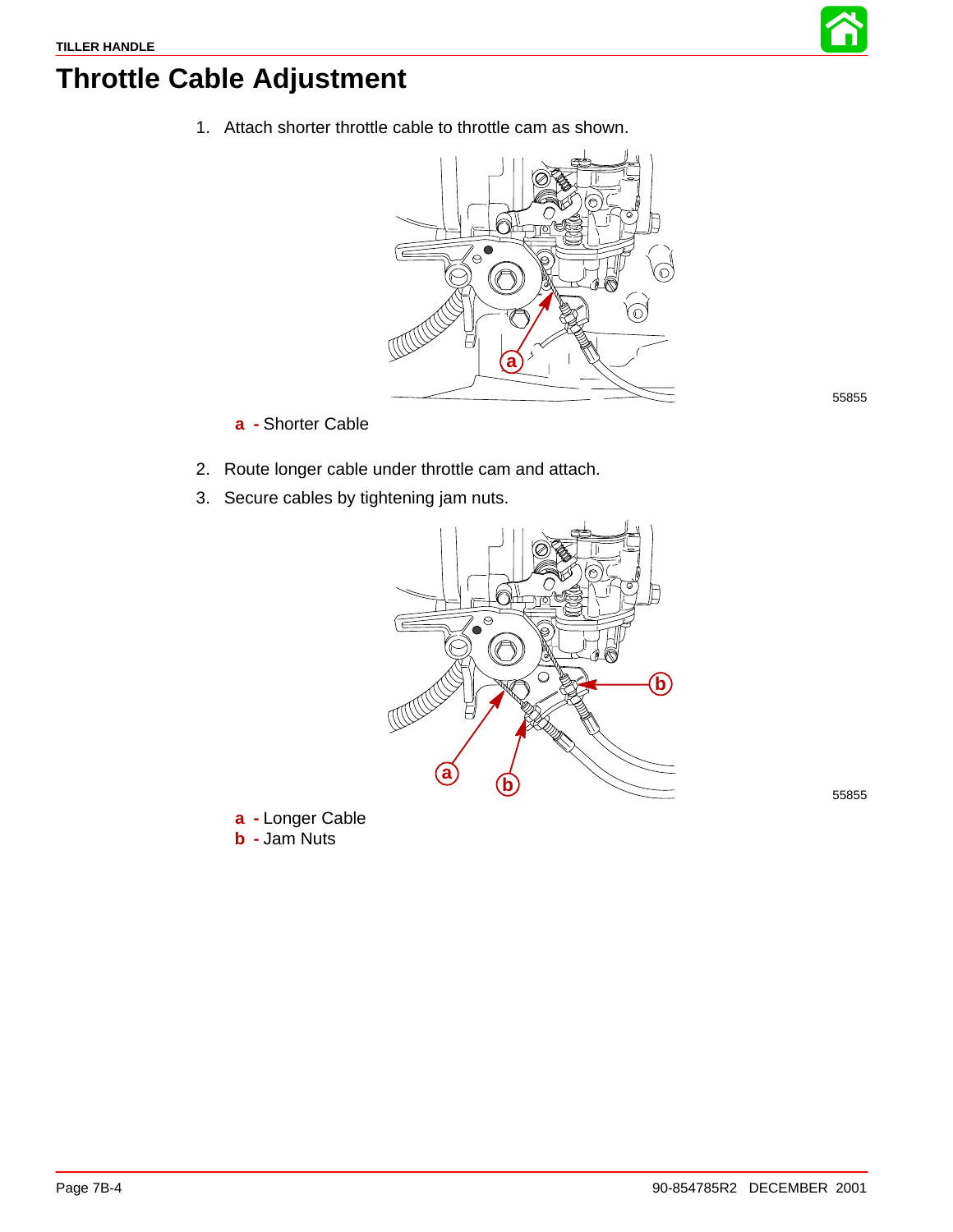# Throttle Cable Adjustment

1. Attach shorter throttle cable to throttle cam as shown.

55855

**a** - Shorter Cable

2. Route longer cable under throttle cam and attach.
3. Secure cables by tightening jam nuts.

55855

**a** - Longer Cable
**b** - Jam Nuts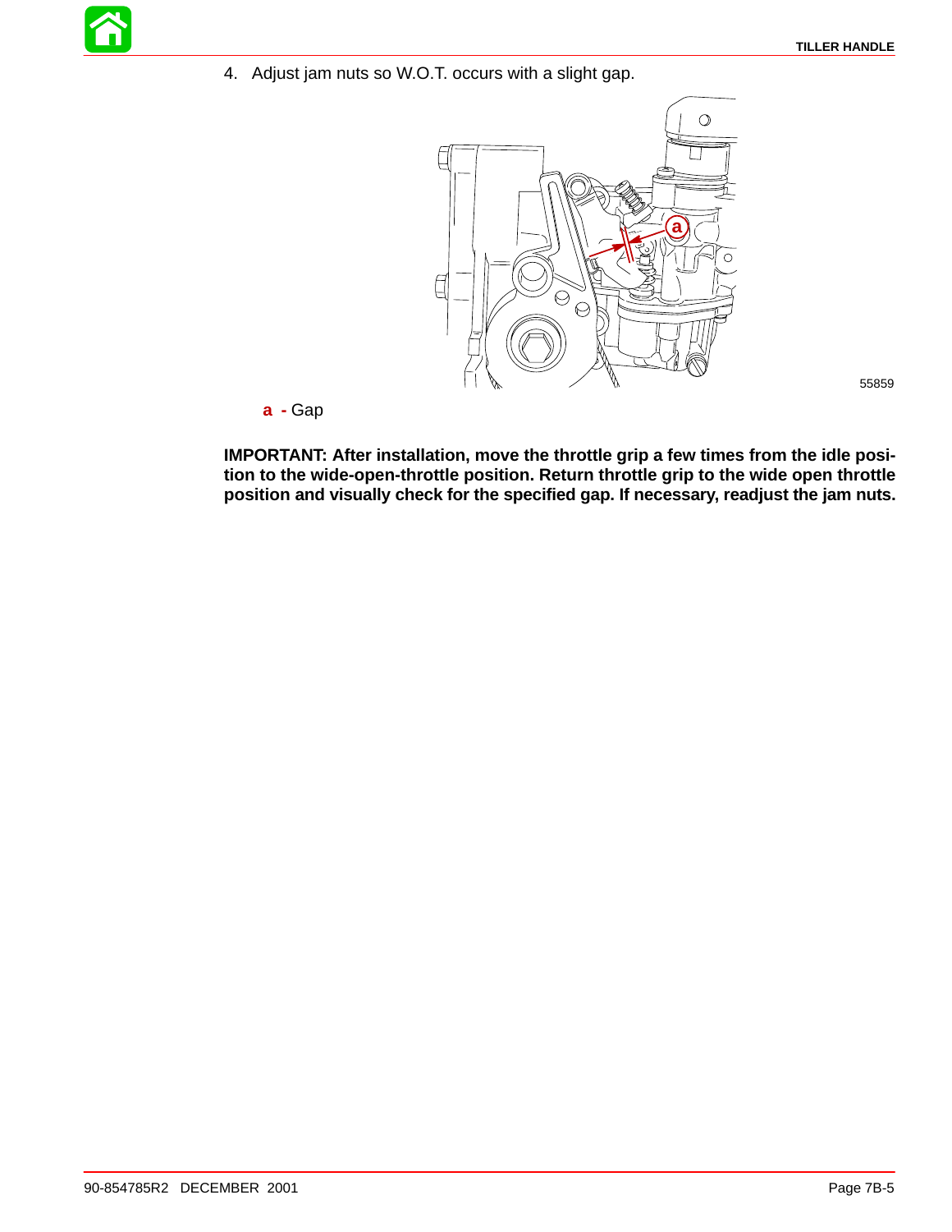4. Adjust jam nuts so W.O.T. occurs with a slight gap.

55859

**a** - Gap

**IMPORTANT: After installation, move the throttle grip a few times from the idle position to the wide-open-throttle position. Return throttle grip to the wide open throttle position and visually check for the specified gap. If necessary, readjust the jam nuts.**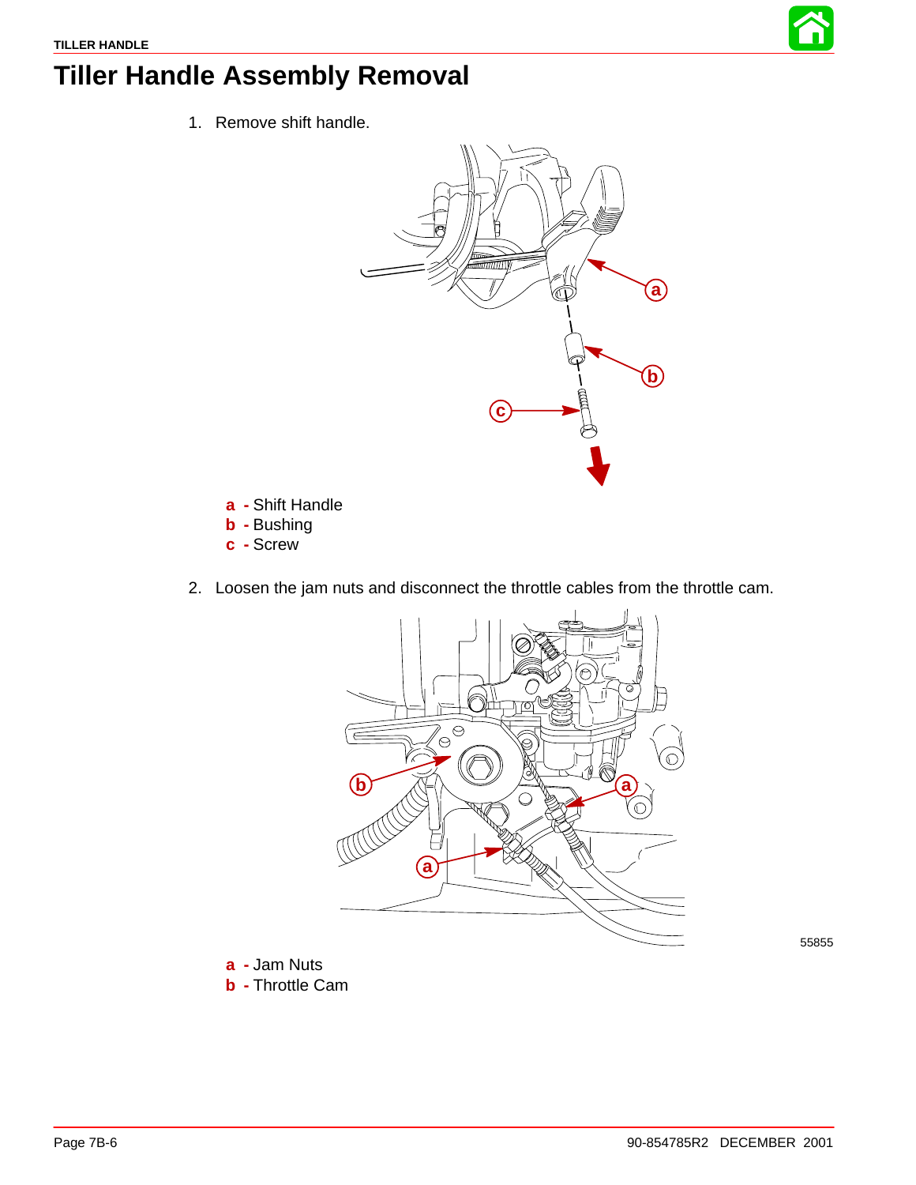# Tiller Handle Assembly Removal

1. Remove shift handle.

**a** **-** Shift Handle
**b** **-** Bushing
**c** **-** Screw

2. Loosen the jam nuts and disconnect the throttle cables from the throttle cam.

55855

**a** **-** Jam Nuts
**b** **-** Throttle Cam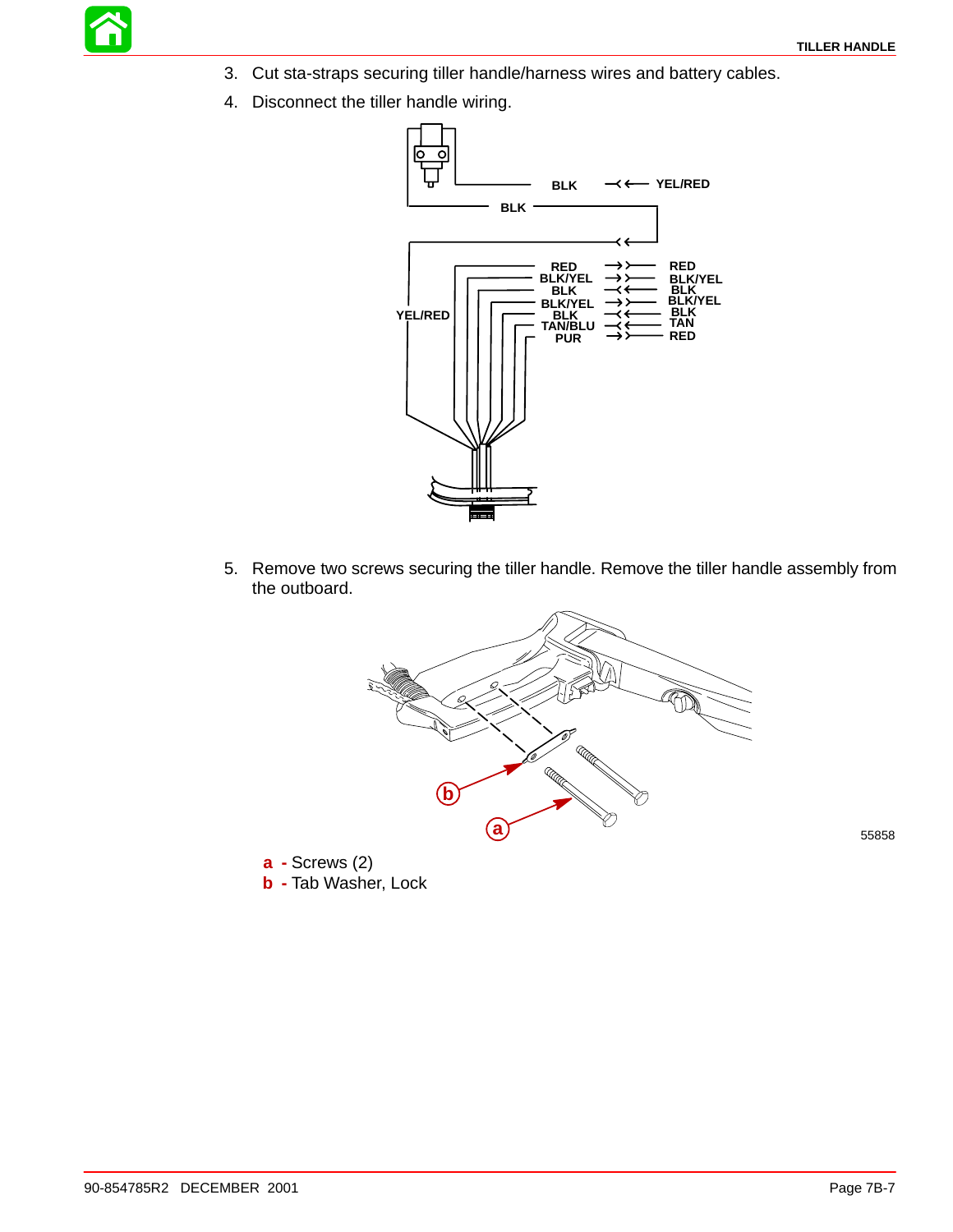3. Cut sta-straps securing tiller handle/harness wires and battery cables.
4. Disconnect the tiller handle wiring.

5. Remove two screws securing the tiller handle. Remove the tiller handle assembly from the outboard.

**a** - Screws (2)
**b** - Tab Washer, Lock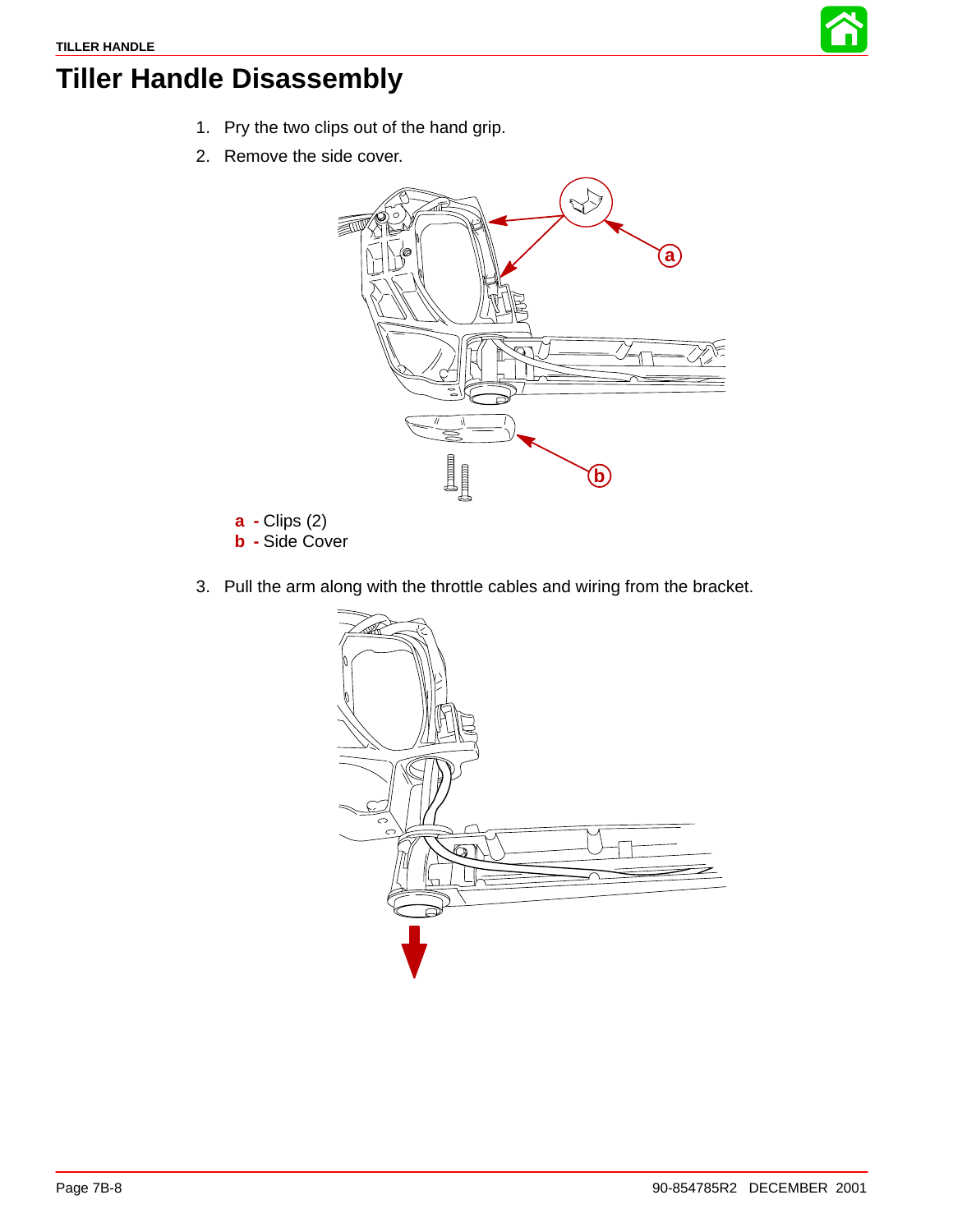# Tiller Handle Disassembly

1. Pry the two clips out of the hand grip.
2. Remove the side cover.

**a** - Clips (2)
**b** - Side Cover

3. Pull the arm along with the throttle cables and wiring from the bracket.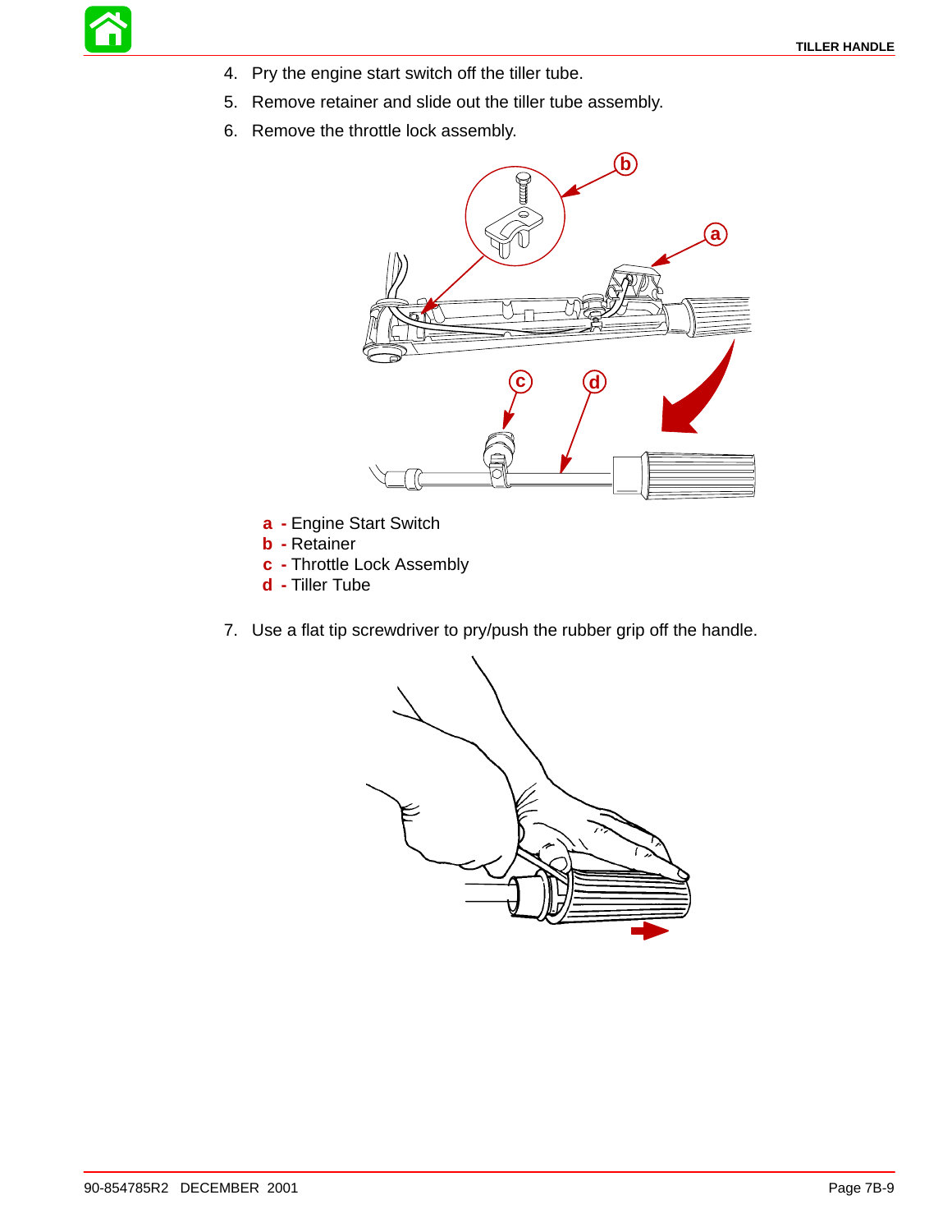4. Pry the engine start switch off the tiller tube.
5. Remove retainer and slide out the tiller tube assembly.
6. Remove the throttle lock assembly.

**a** - Engine Start Switch
**b** - Retainer
**c** - Throttle Lock Assembly
**d** - Tiller Tube

7. Use a flat tip screwdriver to pry/push the rubber grip off the handle.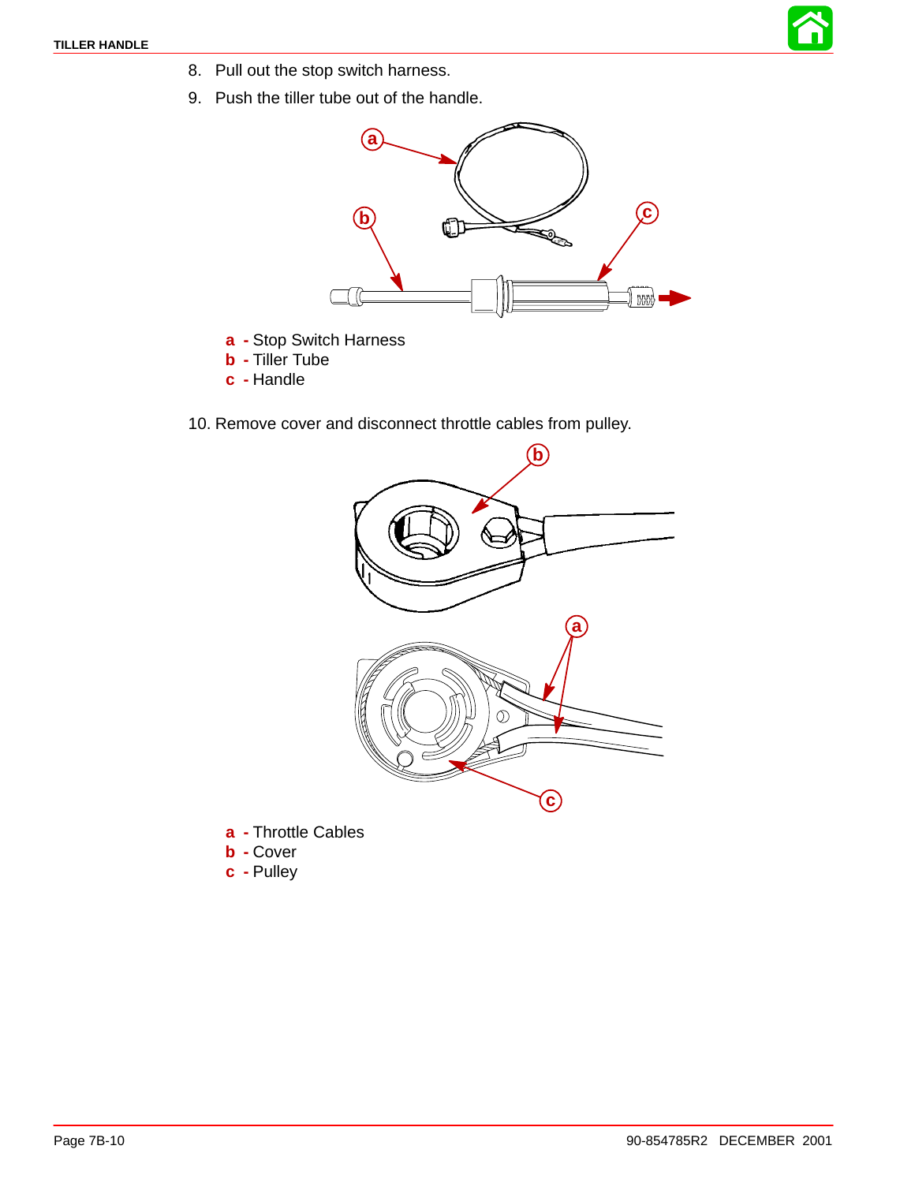8. Pull out the stop switch harness.
9. Push the tiller tube out of the handle.

**a** - Stop Switch Harness
**b** - Tiller Tube
**c** - Handle

10. Remove cover and disconnect throttle cables from pulley.

**a** - Throttle Cables
**b** - Cover
**c** - Pulley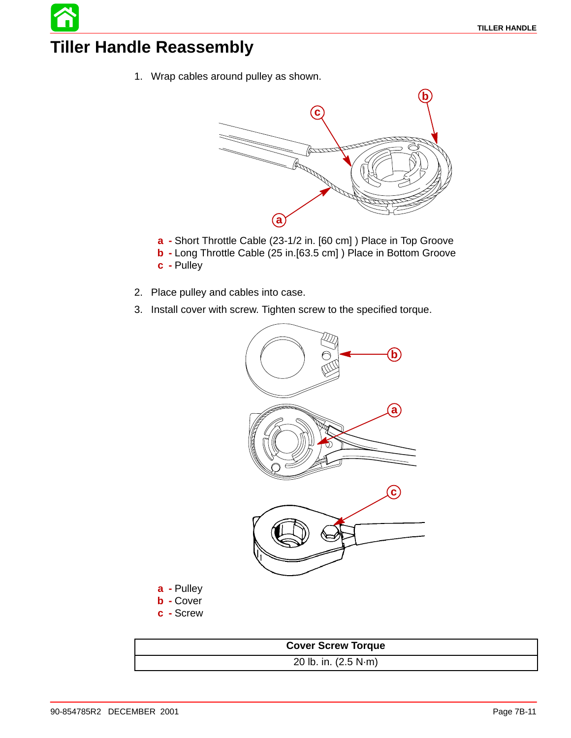# Tiller Handle Reassembly

1. Wrap cables around pulley as shown.

**a** - Short Throttle Cable (23-1/2 in. [60 cm] ) Place in Top Groove
**b** - Long Throttle Cable (25 in.[63.5 cm] ) Place in Bottom Groove
**c** - Pulley

2. Place pulley and cables into case.
3. Install cover with screw. Tighten screw to the specified torque.

**a** - Pulley
**b** - Cover
**c** - Screw

| Cover Screw Torque |
| --- |
| 20 lb. in. (2.5 N·m) |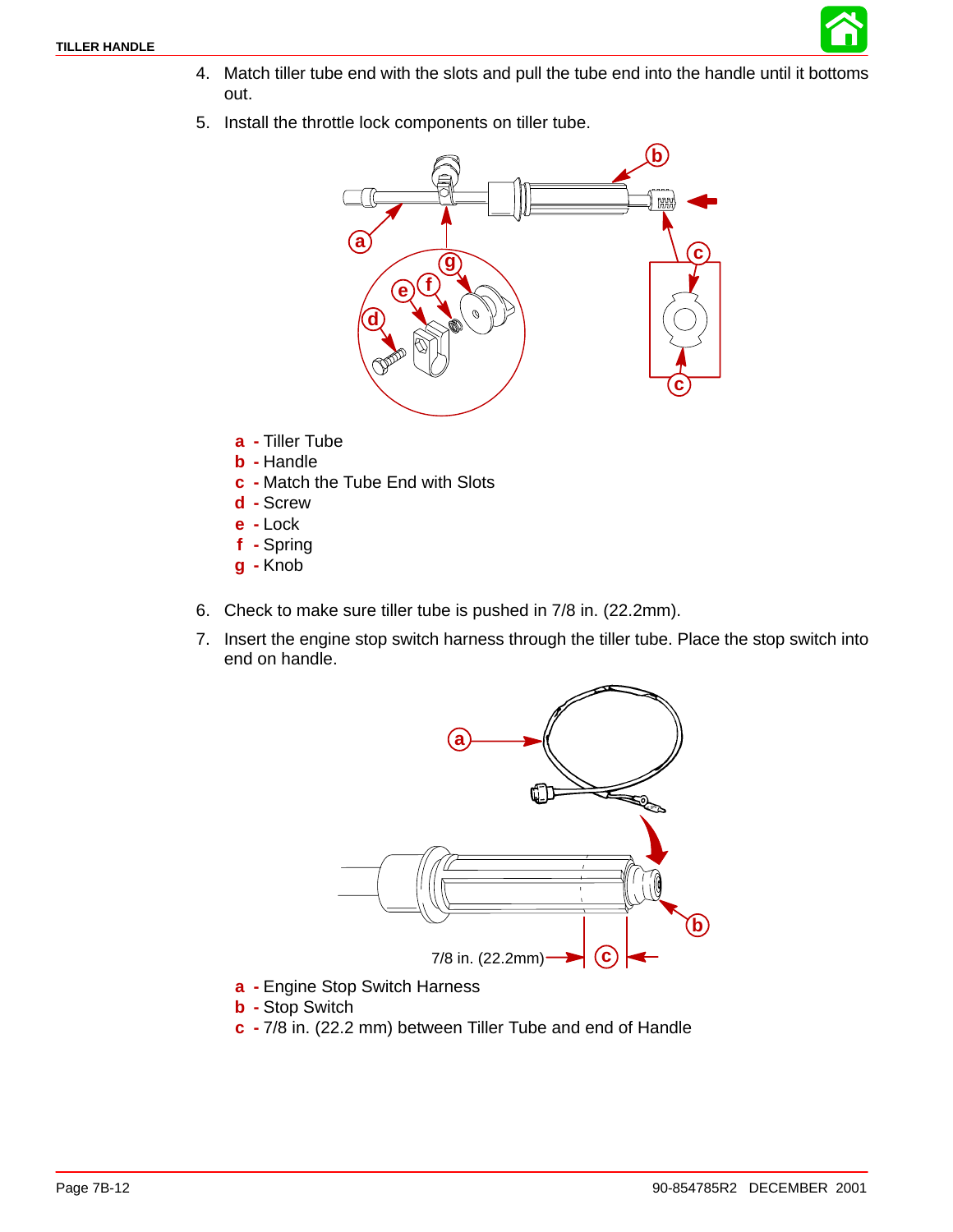4. Match tiller tube end with the slots and pull the tube end into the handle until it bottoms out.

5. Install the throttle lock components on tiller tube.

**a** - Tiller Tube
**b** - Handle
**c** - Match the Tube End with Slots
**d** - Screw
**e** - Lock
**f** - Spring
**g** - Knob

6. Check to make sure tiller tube is pushed in 7/8 in. (22.2mm).

7. Insert the engine stop switch harness through the tiller tube. Place the stop switch into end on handle.

**a** - Engine Stop Switch Harness
**b** - Stop Switch
**c** - 7/8 in. (22.2 mm) between Tiller Tube and end of Handle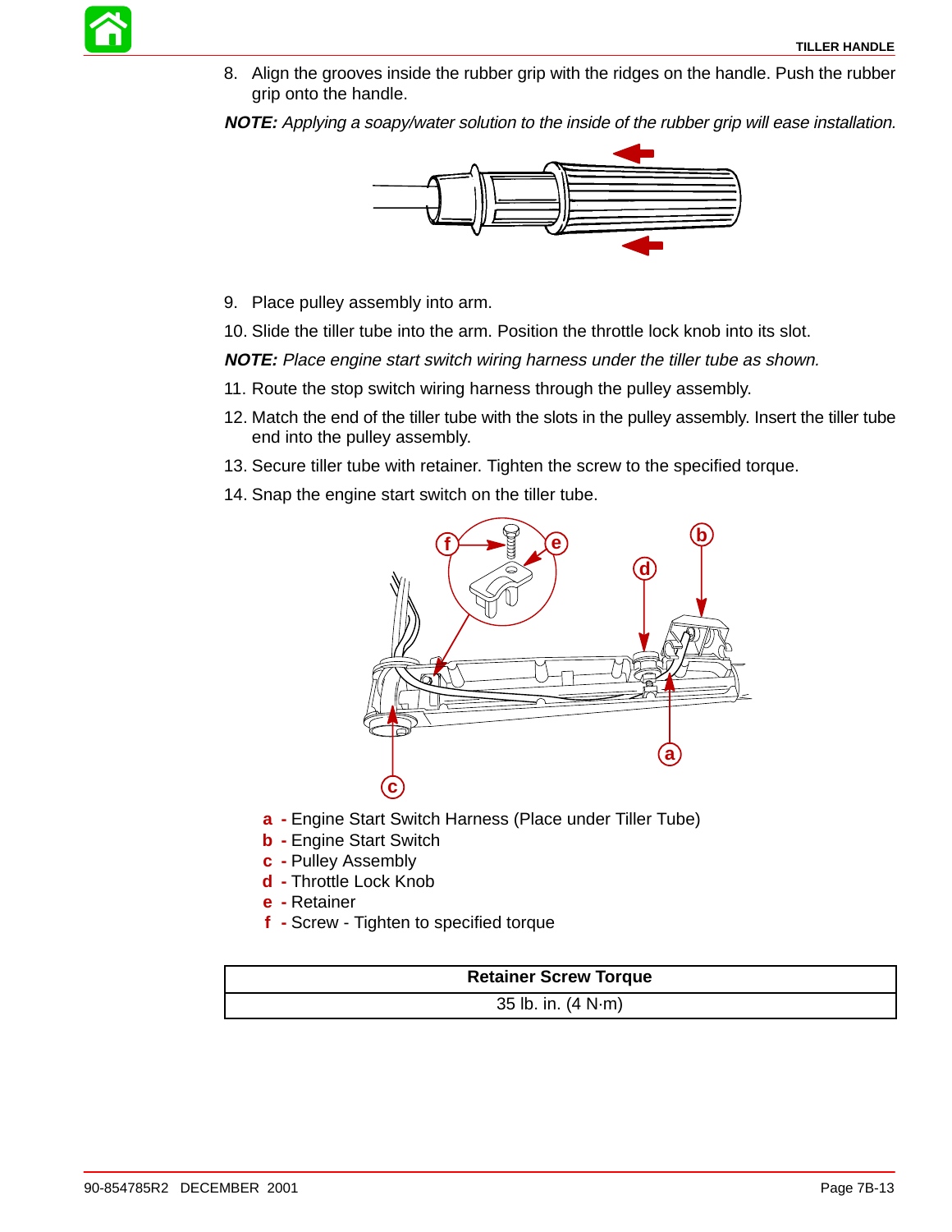8. Align the grooves inside the rubber grip with the ridges on the handle. Push the rubber grip onto the handle.

***NOTE:*** *Applying a soapy/water solution to the inside of the rubber grip will ease installation.*

9. Place pulley assembly into arm.
10. Slide the tiller tube into the arm. Position the throttle lock knob into its slot.

***NOTE:*** *Place engine start switch wiring harness under the tiller tube as shown.*

11. Route the stop switch wiring harness through the pulley assembly.
12. Match the end of the tiller tube with the slots in the pulley assembly. Insert the tiller tube end into the pulley assembly.
13. Secure tiller tube with retainer. Tighten the screw to the specified torque.
14. Snap the engine start switch on the tiller tube.

**a** - Engine Start Switch Harness (Place under Tiller Tube)
**b** - Engine Start Switch
**c** - Pulley Assembly
**d** - Throttle Lock Knob
**e** - Retainer
**f** - Screw - Tighten to specified torque

| Retainer Screw Torque |
| --- |
| 35 lb. in. (4 N·m) |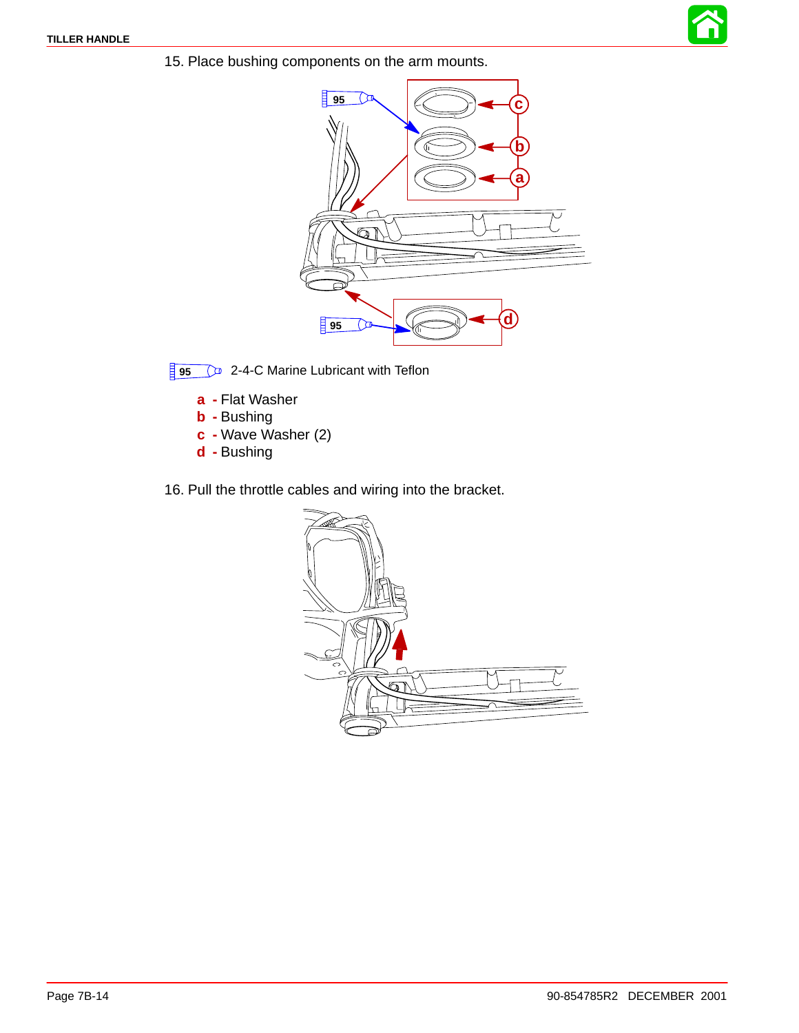15. Place bushing components on the arm mounts.

95 2-4-C Marine Lubricant with Teflon

**a** - Flat Washer
**b** - Bushing
**c** - Wave Washer (2)
**d** - Bushing

16. Pull the throttle cables and wiring into the bracket.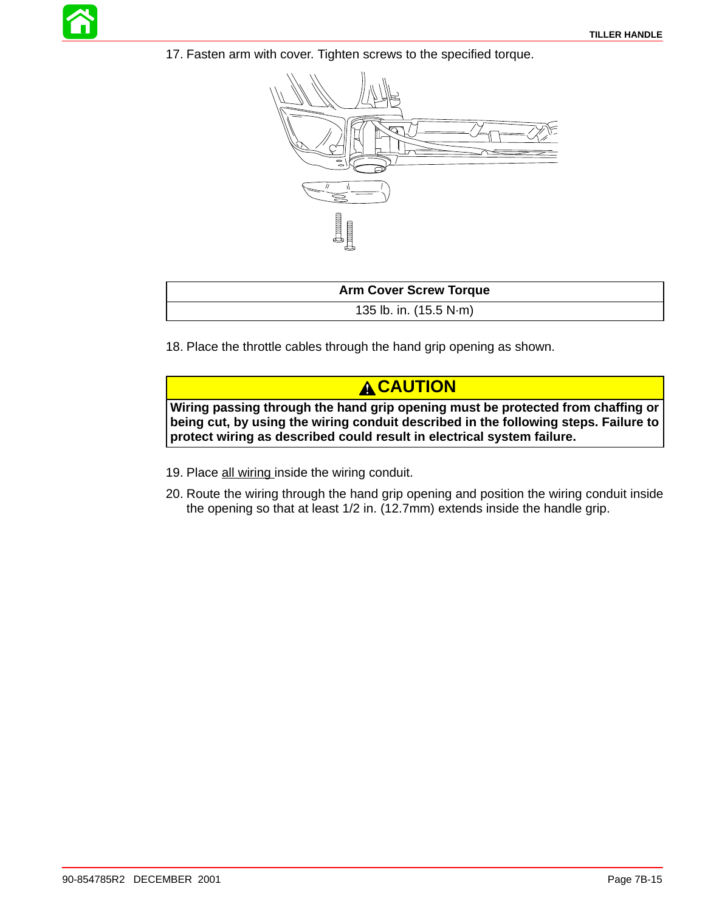17. Fasten arm with cover. Tighten screws to the specified torque.

| Arm Cover Screw Torque |
| --- |
| 135 lb. in. (15.5 N·m) |

18. Place the throttle cables through the hand grip opening as shown.

| ⚠ CAUTION |
| --- |
| **Wiring passing through the hand grip opening must be protected from chaffing or being cut, by using the wiring conduit described in the following steps. Failure to protect wiring as described could result in electrical system failure.** |

19. Place all wiring inside the wiring conduit.

20. Route the wiring through the hand grip opening and position the wiring conduit inside the opening so that at least 1/2 in. (12.7mm) extends inside the handle grip.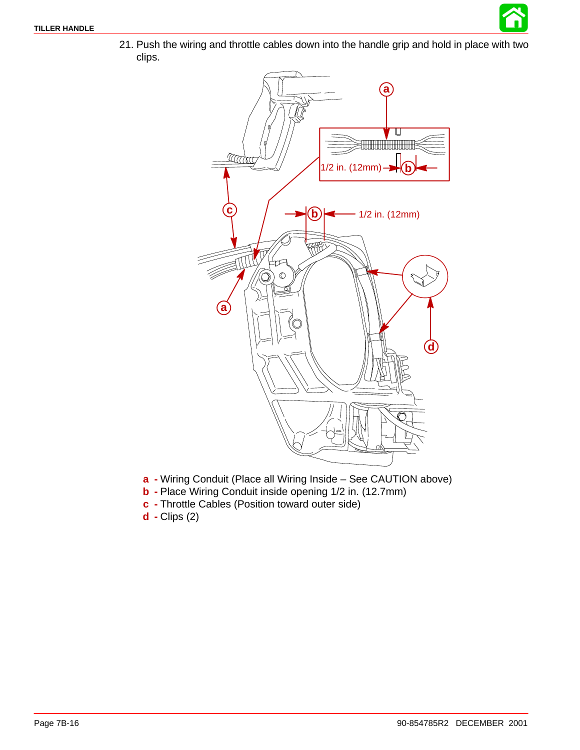21. Push the wiring and throttle cables down into the handle grip and hold in place with two clips.

**a** - Wiring Conduit (Place all Wiring Inside – See CAUTION above)
**b** - Place Wiring Conduit inside opening 1/2 in. (12.7mm)
**c** - Throttle Cables (Position toward outer side)
**d** - Clips (2)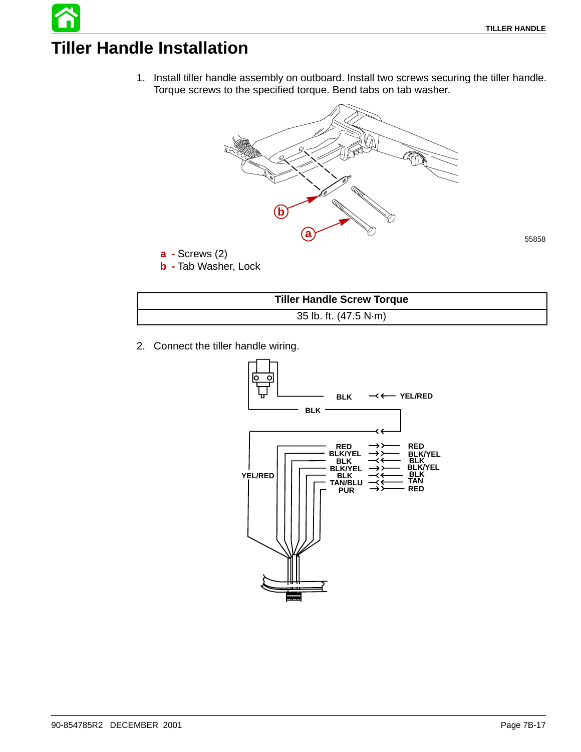# Tiller Handle Installation

1. Install tiller handle assembly on outboard. Install two screws securing the tiller handle. Torque screws to the specified torque. Bend tabs on tab washer.

55858

**a** - Screws (2)
**b** - Tab Washer, Lock

| Tiller Handle Screw Torque |
| --- |
| 35 lb. ft. (47.5 N·m) |

2. Connect the tiller handle wiring.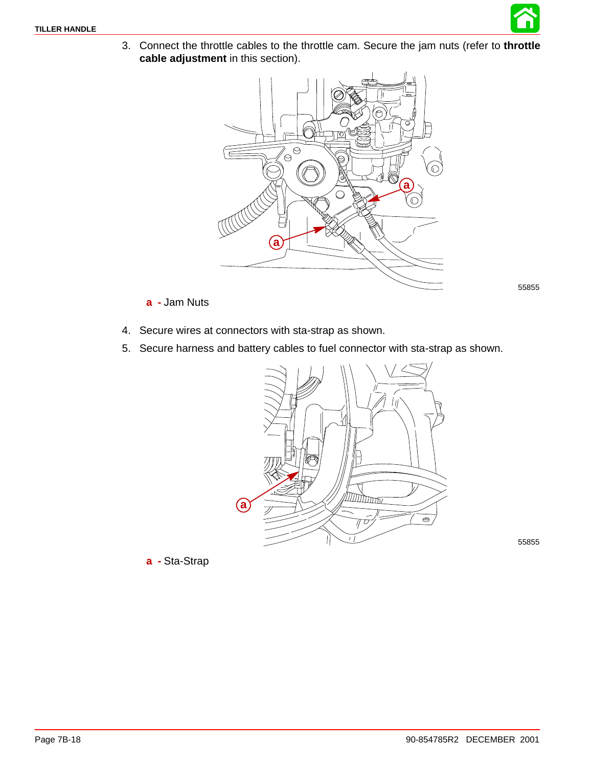3. Connect the throttle cables to the throttle cam. Secure the jam nuts (refer to **throttle cable adjustment** in this section).

55855

**a** - Jam Nuts

4. Secure wires at connectors with sta-strap as shown.
5. Secure harness and battery cables to fuel connector with sta-strap as shown.

55855

**a** - Sta-Strap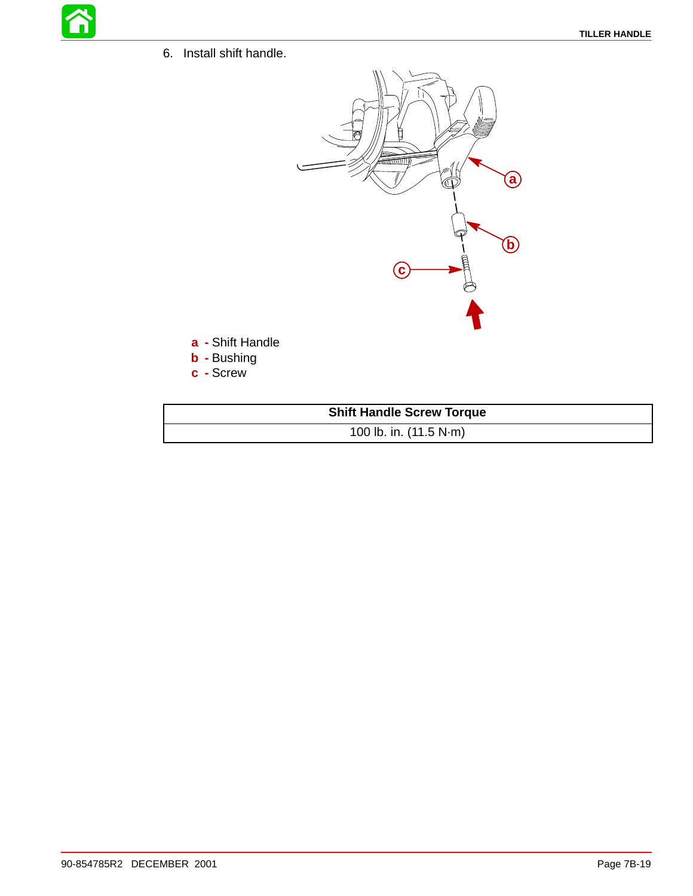6. Install shift handle.

**a** - Shift Handle
**b** - Bushing
**c** - Screw

| Shift Handle Screw Torque |
| --- |
| 100 lb. in. (11.5 N·m) |